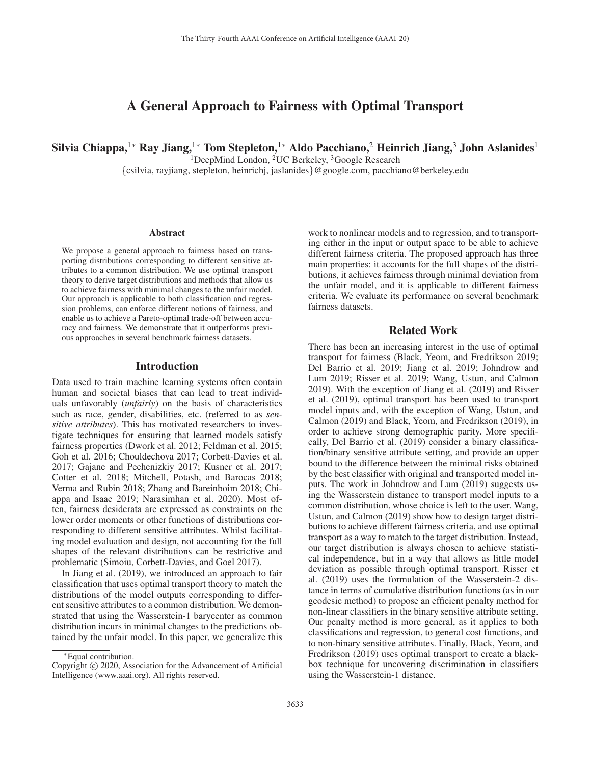# A General Approach to Fairness with Optimal Transport

**Silvia Chiappa,[1*] Ray Jiang,[1*] Tom Stepleton,[1*] Aldo Pacchiano,[2] Heinrich Jiang,[3] John Aslanides[1]**

[1]DeepMind London, [2]UC Berkeley, [3]Google Research
{csilvia, rayjiang, stepleton, heinrichj, jaslanides}@google.com, pacchiano@berkeley.edu

## Abstract

We propose a general approach to fairness based on transporting distributions corresponding to different sensitive attributes to a common distribution. We use optimal transport theory to derive target distributions and methods that allow us to achieve fairness with minimal changes to the unfair model. Our approach is applicable to both classification and regression problems, can enforce different notions of fairness, and enable us to achieve a Pareto-optimal trade-off between accuracy and fairness. We demonstrate that it outperforms previous approaches in several benchmark fairness datasets.

## Introduction

Data used to train machine learning systems often contain human and societal biases that can lead to treat individuals unfavorably (*unfairly*) on the basis of characteristics such as race, gender, disabilities, etc. (referred to as *sensitive attributes*). This has motivated researchers to investigate techniques for ensuring that learned models satisfy fairness properties (Dwork et al. 2012; Feldman et al. 2015; Goh et al. 2016; Chouldechova 2017; Corbett-Davies et al. 2017; Gajane and Pechenizkiy 2017; Kusner et al. 2017; Cotter et al. 2018; Mitchell, Potash, and Barocas 2018; Verma and Rubin 2018; Zhang and Bareinboim 2018; Chiappa and Isaac 2019; Narasimhan et al. 2020). Most often, fairness desiderata are expressed as constraints on the lower order moments or other functions of distributions corresponding to different sensitive attributes. Whilst facilitating model evaluation and design, not accounting for the full shapes of the relevant distributions can be restrictive and problematic (Simoiu, Corbett-Davies, and Goel 2017).

In Jiang et al. (2019), we introduced an approach to fair classification that uses optimal transport theory to match the distributions of the model outputs corresponding to different sensitive attributes to a common distribution. We demonstrated that using the Wasserstein-1 barycenter as common distribution incurs in minimal changes to the predictions obtained by the unfair model. In this paper, we generalize this work to nonlinear models and to regression, and to transporting either in the input or output space to be able to achieve different fairness criteria. The proposed approach has three main properties: it accounts for the full shapes of the distributions, it achieves fairness through minimal deviation from the unfair model, and it is applicable to different fairness criteria. We evaluate its performance on several benchmark fairness datasets.

[*]Equal contribution.
Copyright © 2020, Association for the Advancement of Artificial Intelligence (www.aaai.org). All rights reserved.

## Related Work

There has been an increasing interest in the use of optimal transport for fairness (Black, Yeom, and Fredrikson 2019; Del Barrio et al. 2019; Jiang et al. 2019; Johndrow and Lum 2019; Risser et al. 2019; Wang, Ustun, and Calmon 2019). With the exception of Jiang et al. (2019) and Risser et al. (2019), optimal transport has been used to transport model inputs and, with the exception of Wang, Ustun, and Calmon (2019) and Black, Yeom, and Fredrikson (2019), in order to achieve strong demographic parity. More specifically, Del Barrio et al. (2019) consider a binary classification/binary sensitive attribute setting, and provide an upper bound to the difference between the minimal risks obtained by the best classifier with original and transported model inputs. The work in Johndrow and Lum (2019) suggests using the Wasserstein distance to transport model inputs to a common distribution, whose choice is left to the user. Wang, Ustun, and Calmon (2019) show how to design target distributions to achieve different fairness criteria, and use optimal transport as a way to match to the target distribution. Instead, our target distribution is always chosen to achieve statistical independence, but in a way that allows as little model deviation as possible through optimal transport. Risser et al. (2019) uses the formulation of the Wasserstein-2 distance in terms of cumulative distribution functions (as in our geodesic method) to propose an efficient penalty method for non-linear classifiers in the binary sensitive attribute setting. Our penalty method is more general, as it applies to both classifications and regression, to general cost functions, and to non-binary sensitive attributes. Finally, Black, Yeom, and Fredrikson (2019) uses optimal transport to create a black-box technique for uncovering discrimination in classifiers using the Wasserstein-1 distance.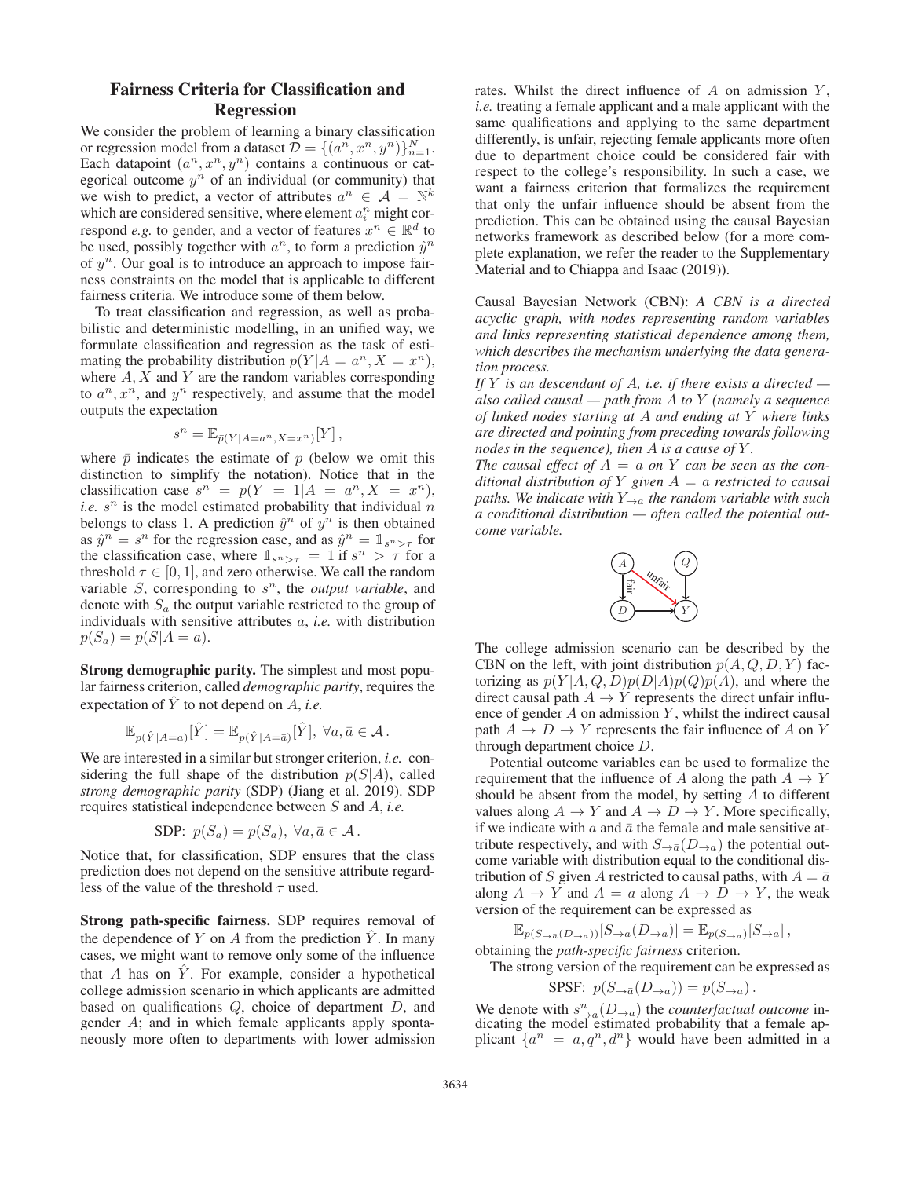## Fairness Criteria for Classification and Regression

We consider the problem of learning a binary classification or regression model from a dataset $\mathcal{D} = \{(a^n, x^n, y^n)\}_{n=1}^N$. Each datapoint $(a^n, x^n, y^n)$ contains a continuous or categorical outcome $y^n$ of an individual (or community) that we wish to predict, a vector of attributes $a^n \in \mathcal{A} = \mathbb{N}^k$ which are considered sensitive, where element $a_i^n$ might correspond *e.g.* to gender, and a vector of features $x^n \in \mathbb{R}^d$ to be used, possibly together with $a^n$, to form a prediction $\hat{y}^n$ of $y^n$. Our goal is to introduce an approach to impose fairness constraints on the model that is applicable to different fairness criteria. We introduce some of them below.

To treat classification and regression, as well as probabilistic and deterministic modelling, in an unified way, we formulate classification and regression as the task of estimating the probability distribution $p(Y|A = a^n, X = x^n)$, where $A, X$ and $Y$ are the random variables corresponding to $a^n, x^n$, and $y^n$ respectively, and assume that the model outputs the expectation

$$s^n = \mathbb{E}_{\bar{p}(Y|A=a^n, X=x^n)}[Y] ,$$

where $\bar{p}$ indicates the estimate of $p$ (below we omit this distinction to simplify the notation). Notice that in the classification case $s^n = p(Y = 1|A = a^n, X = x^n)$, *i.e.* $s^n$ is the model estimated probability that individual $n$ belongs to class 1. A prediction $\hat{y}^n$ of $y^n$ is then obtained as $\hat{y}^n = s^n$ for the regression case, and as $\hat{y}^n = \mathbb{1}_{s^n > \tau}$ for the classification case, where $\mathbb{1}_{s^n > \tau} = 1$ if $s^n > \tau$ for a threshold $\tau \in [0, 1]$, and zero otherwise. We call the random variable $S$, corresponding to $s^n$, the *output variable*, and denote with $S_a$ the output variable restricted to the group of individuals with sensitive attributes $a$, *i.e.* with distribution $p(S_a) = p(S|A = a)$.

**Strong demographic parity.** The simplest and most popular fairness criterion, called *demographic parity*, requires the expectation of $\hat{Y}$ to not depend on $A$, *i.e.*

$$\mathbb{E}_{p(\hat{Y}|A=a)}[\hat{Y}] = \mathbb{E}_{p(\hat{Y}|A=\bar{a})}[\hat{Y}], \; \forall a, \bar{a} \in \mathcal{A} .$$

We are interested in a similar but stronger criterion, *i.e.* considering the full shape of the distribution $p(S|A)$, called *strong demographic parity* (SDP) (Jiang et al. 2019). SDP requires statistical independence between $S$ and $A$, *i.e.*

$$\text{SDP: } p(S_a) = p(S_{\bar{a}}), \; \forall a, \bar{a} \in \mathcal{A} .$$

Notice that, for classification, SDP ensures that the class prediction does not depend on the sensitive attribute regardless of the value of the threshold $\tau$ used.

**Strong path-specific fairness.** SDP requires removal of the dependence of $Y$ on $A$ from the prediction $\hat{Y}$. In many cases, we might want to remove only some of the influence that $A$ has on $\hat{Y}$. For example, consider a hypothetical college admission scenario in which applicants are admitted based on qualifications $Q$, choice of department $D$, and gender $A$; and in which female applicants apply spontaneously more often to departments with lower admission rates. Whilst the direct influence of $A$ on admission $Y$, *i.e.* treating a female applicant and a male applicant with the same qualifications and applying to the same department differently, is unfair, rejecting female applicants more often due to department choice could be considered fair with respect to the college's responsibility. In such a case, we want a fairness criterion that formalizes the requirement that only the unfair influence should be absent from the prediction. This can be obtained using the causal Bayesian networks framework as described below (for a more complete explanation, we refer the reader to the Supplementary Material and to Chiappa and Isaac (2019)).

Causal Bayesian Network (CBN): *A CBN is a directed acyclic graph, with nodes representing random variables and links representing statistical dependence among them, which describes the mechanism underlying the data generation process.*
*If $Y$ is an descendant of $A$, i.e. if there exists a directed — also called causal — path from $A$ to $Y$ (namely a sequence of linked nodes starting at $A$ and ending at $Y$ where links are directed and pointing from preceding towards following nodes in the sequence), then $A$ is a cause of $Y$.*
*The causal effect of $A = a$ on $Y$ can be seen as the conditional distribution of $Y$ given $A = a$ restricted to causal paths. We indicate with $Y_{\rightarrow a}$ the random variable with such a conditional distribution — often called the potential outcome variable.*

A
Q
fair
unfair
D
Y

The college admission scenario can be described by the CBN on the left, with joint distribution $p(A, Q, D, Y)$ factorizing as $p(Y|A, Q, D)p(D|A)p(Q)p(A)$, and where the direct causal path $A \rightarrow Y$ represents the direct unfair influence of gender $A$ on admission $Y$, whilst the indirect causal path $A \rightarrow D \rightarrow Y$ represents the fair influence of $A$ on $Y$ through department choice $D$.

Potential outcome variables can be used to formalize the requirement that the influence of $A$ along the path $A \rightarrow Y$ should be absent from the model, by setting $A$ to different values along $A \rightarrow Y$ and $A \rightarrow D \rightarrow Y$. More specifically, if we indicate with $a$ and $\bar{a}$ the female and male sensitive attribute respectively, and with $S_{\rightarrow \bar{a}}(D_{\rightarrow a})$ the potential outcome variable with distribution equal to the conditional distribution of $S$ given $A$ restricted to causal paths, with $A = \bar{a}$ along $A \rightarrow Y$ and $A = a$ along $A \rightarrow D \rightarrow Y$, the weak version of the requirement can be expressed as

$$\mathbb{E}_{p(S_{\rightarrow \bar{a}}(D_{\rightarrow a}))}[S_{\rightarrow \bar{a}}(D_{\rightarrow a})] = \mathbb{E}_{p(S_{\rightarrow a})}[S_{\rightarrow a}] ,$$

obtaining the *path-specific fairness* criterion.

The strong version of the requirement can be expressed as

$$\text{SPSF: } p(S_{\rightarrow \bar{a}}(D_{\rightarrow a})) = p(S_{\rightarrow a}) .$$

We denote with $s^n_{\rightarrow \bar{a}}(D_{\rightarrow a})$ the *counterfactual outcome* indicating the model estimated probability that a female applicant $\{a^n = a, q^n, d^n\}$ would have been admitted in a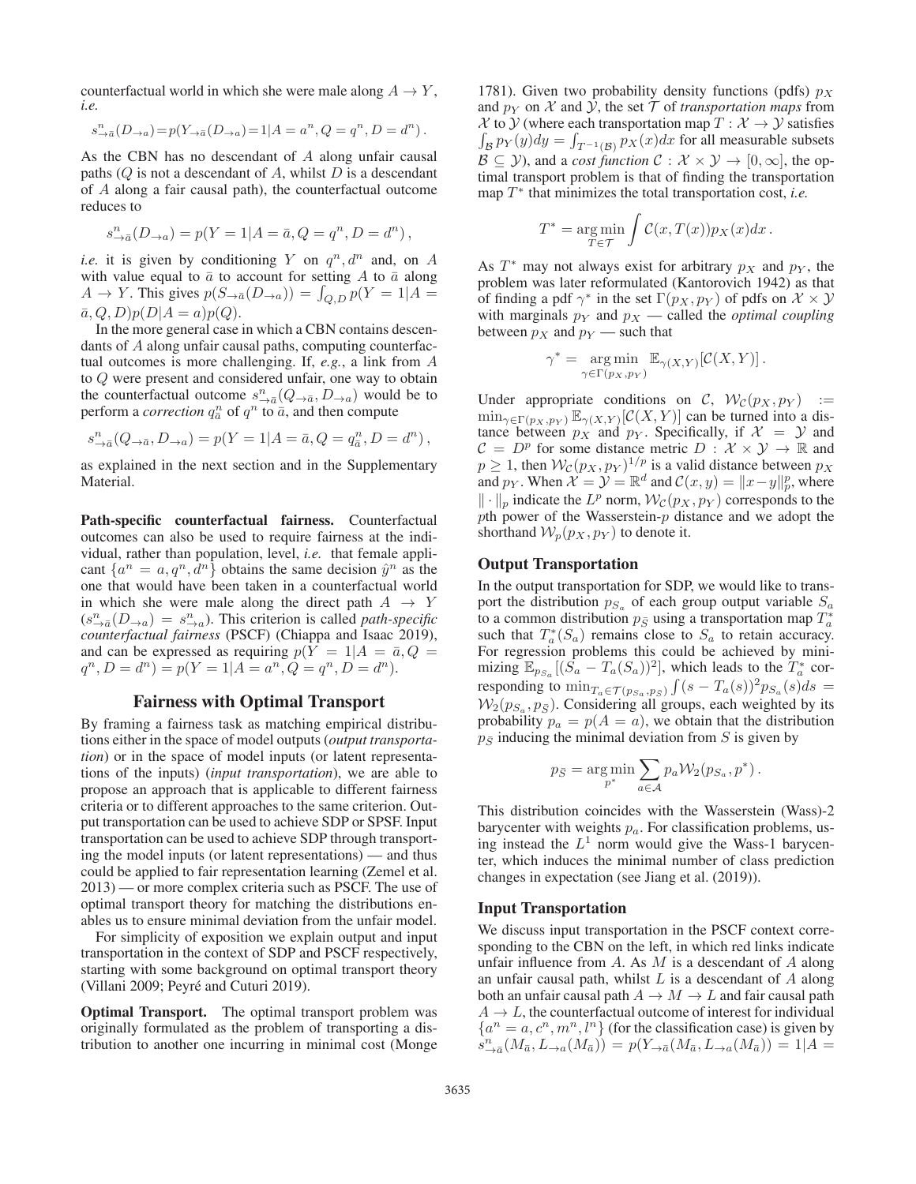counterfactual world in which she were male along $A \rightarrow Y$, *i.e.*

$$s^n_{\rightarrow\bar{a}}(D_{\rightarrow a}) = p(Y_{\rightarrow\bar{a}}(D_{\rightarrow a}) = 1 | A = a^n, Q = q^n, D = d^n)\,.$$

As the CBN has no descendant of $A$ along unfair causal paths ($Q$ is not a descendant of $A$, whilst $D$ is a descendant of $A$ along a fair causal path), the counterfactual outcome reduces to

$$s^n_{\rightarrow\bar{a}}(D_{\rightarrow a}) = p(Y = 1 | A = \bar{a}, Q = q^n, D = d^n)\,,$$

*i.e.* it is given by conditioning $Y$ on $q^n, d^n$ and, on $A$ with value equal to $\bar{a}$ to account for setting $A$ to $\bar{a}$ along $A \rightarrow Y$. This gives $p(S_{\rightarrow\bar{a}}(D_{\rightarrow a})) = \int_{Q,D} p(Y = 1 | A = \bar{a}, Q, D) p(D | A = a) p(Q)$.

In the more general case in which a CBN contains descendants of $A$ along unfair causal paths, computing counterfactual outcomes is more challenging. If, *e.g.*, a link from $A$ to $Q$ were present and considered unfair, one way to obtain the counterfactual outcome $s^n_{\rightarrow\bar{a}}(Q_{\rightarrow\bar{a}}, D_{\rightarrow a})$ would be to perform a *correction* $q^n_{\bar{a}}$ of $q^n$ to $\bar{a}$, and then compute

$$s^n_{\rightarrow\bar{a}}(Q_{\rightarrow\bar{a}}, D_{\rightarrow a}) = p(Y = 1 | A = \bar{a}, Q = q^n_{\bar{a}}, D = d^n)\,,$$

as explained in the next section and in the Supplementary Material.

**Path-specific counterfactual fairness.** Counterfactual outcomes can also be used to require fairness at the individual, rather than population, level, *i.e.* that female applicant $\{a^n = a, q^n, d^n\}$ obtains the same decision $\hat{y}^n$ as the one that would have been taken in a counterfactual world in which she were male along the direct path $A \rightarrow Y$ ($s^n_{\rightarrow\bar{a}}(D_{\rightarrow a}) = s^n_{\rightarrow a}$). This criterion is called *path-specific counterfactual fairness* (PSCF) (Chiappa and Isaac 2019), and can be expressed as requiring $p(Y = 1 | A = \bar{a}, Q = q^n, D = d^n) = p(Y = 1 | A = a^n, Q = q^n, D = d^n)$.

## Fairness with Optimal Transport

By framing a fairness task as matching empirical distributions either in the space of model outputs (*output transportation*) or in the space of model inputs (or latent representations of the inputs) (*input transportation*), we are able to propose an approach that is applicable to different fairness criteria or to different approaches to the same criterion. Output transportation can be used to achieve SDP or SPSF. Input transportation can be used to achieve SDP through transporting the model inputs (or latent representations) — and thus could be applied to fair representation learning (Zemel et al. 2013) — or more complex criteria such as PSCF. The use of optimal transport theory for matching the distributions enables us to ensure minimal deviation from the unfair model.

For simplicity of exposition we explain output and input transportation in the context of SDP and PSCF respectively, starting with some background on optimal transport theory (Villani 2009; Peyré and Cuturi 2019).

**Optimal Transport.** The optimal transport problem was originally formulated as the problem of transporting a distribution to another one incurring in minimal cost (Monge 1781). Given two probability density functions (pdfs) $p_X$ and $p_Y$ on $\mathcal{X}$ and $\mathcal{Y}$, the set $\mathcal{T}$ of *transportation maps* from $\mathcal{X}$ to $\mathcal{Y}$ (where each transportation map $T : \mathcal{X} \rightarrow \mathcal{Y}$ satisfies $\int_{\mathcal{B}} p_Y(y)dy = \int_{T^{-1}(\mathcal{B})} p_X(x)dx$ for all measurable subsets $\mathcal{B} \subseteq \mathcal{Y}$), and a *cost function* $\mathcal{C} : \mathcal{X} \times \mathcal{Y} \rightarrow [0, \infty]$, the optimal transport problem is that of finding the transportation map $T^*$ that minimizes the total transportation cost, *i.e.*

$$T^* = \underset{T \in \mathcal{T}}{\arg\min} \int \mathcal{C}(x, T(x)) p_X(x) dx\,.$$

As $T^*$ may not always exist for arbitrary $p_X$ and $p_Y$, the problem was later reformulated (Kantorovich 1942) as that of finding a pdf $\gamma^*$ in the set $\Gamma(p_X, p_Y)$ of pdfs on $\mathcal{X} \times \mathcal{Y}$ with marginals $p_Y$ and $p_X$ — called the *optimal coupling* between $p_X$ and $p_Y$ — such that

$$\gamma^* = \underset{\gamma \in \Gamma(p_X, p_Y)}{\arg\min} \mathbb{E}_{\gamma(X,Y)}[\mathcal{C}(X, Y)]\,.$$

Under appropriate conditions on $\mathcal{C}$, $\mathcal{W}_{\mathcal{C}}(p_X, p_Y) := \min_{\gamma \in \Gamma(p_X, p_Y)} \mathbb{E}_{\gamma(X,Y)}[\mathcal{C}(X, Y)]$ can be turned into a distance between $p_X$ and $p_Y$. Specifically, if $\mathcal{X} = \mathcal{Y}$ and $\mathcal{C} = D^p$ for some distance metric $D : \mathcal{X} \times \mathcal{Y} \rightarrow \mathbb{R}$ and $p \geq 1$, then $\mathcal{W}_{\mathcal{C}}(p_X, p_Y)^{1/p}$ is a valid distance between $p_X$ and $p_Y$. When $\mathcal{X} = \mathcal{Y} = \mathbb{R}^d$ and $\mathcal{C}(x, y) = \|x - y\|_p^p$, where $\|\cdot\|_p$ indicate the $L^p$ norm, $\mathcal{W}_{\mathcal{C}}(p_X, p_Y)$ corresponds to the $p$th power of the Wasserstein-$p$ distance and we adopt the shorthand $\mathcal{W}_p(p_X, p_Y)$ to denote it.

### Output Transportation

In the output transportation for SDP, we would like to transport the distribution $p_{S_a}$ of each group output variable $S_a$ to a common distribution $p_{\bar{S}}$ using a transportation map $T^*_a$ such that $T^*_a(S_a)$ remains close to $S_a$ to retain accuracy. For regression problems this could be achieved by minimizing $\mathbb{E}_{p_{S_a}}[(S_a - T_a(S_a))^2]$, which leads to the $T^*_a$ corresponding to $\min_{T_a \in \mathcal{T}(p_{S_a}, p_{\bar{S}})} \int (s - T_a(s))^2 p_{S_a}(s) ds = \mathcal{W}_2(p_{S_a}, p_{\bar{S}})$. Considering all groups, each weighted by its probability $p_a = p(A = a)$, we obtain that the distribution $p_{\bar{S}}$ inducing the minimal deviation from $S$ is given by

$$p_{\bar{S}} = \underset{p^*}{\arg\min} \sum_{a \in \mathcal{A}} p_a \mathcal{W}_2(p_{S_a}, p^*)\,.$$

This distribution coincides with the Wasserstein (Wass)-2 barycenter with weights $p_a$. For classification problems, using instead the $L^1$ norm would give the Wass-1 barycenter, which induces the minimal number of class prediction changes in expectation (see Jiang et al. (2019)).

### Input Transportation

We discuss input transportation in the PSCF context corresponding to the CBN on the left, in which red links indicate unfair influence from $A$. As $M$ is a descendant of $A$ along an unfair causal path, whilst $L$ is a descendant of $A$ along both an unfair causal path $A \rightarrow M \rightarrow L$ and fair causal path $A \rightarrow L$, the counterfactual outcome of interest for individual $\{a^n = a, c^n, m^n, l^n\}$ (for the classification case) is given by $s^n_{\rightarrow\bar{a}}(M_{\bar{a}}, L_{\rightarrow a}(M_{\bar{a}})) = p(Y_{\rightarrow\bar{a}}(M_{\bar{a}}, L_{\rightarrow a}(M_{\bar{a}})) = 1 | A =$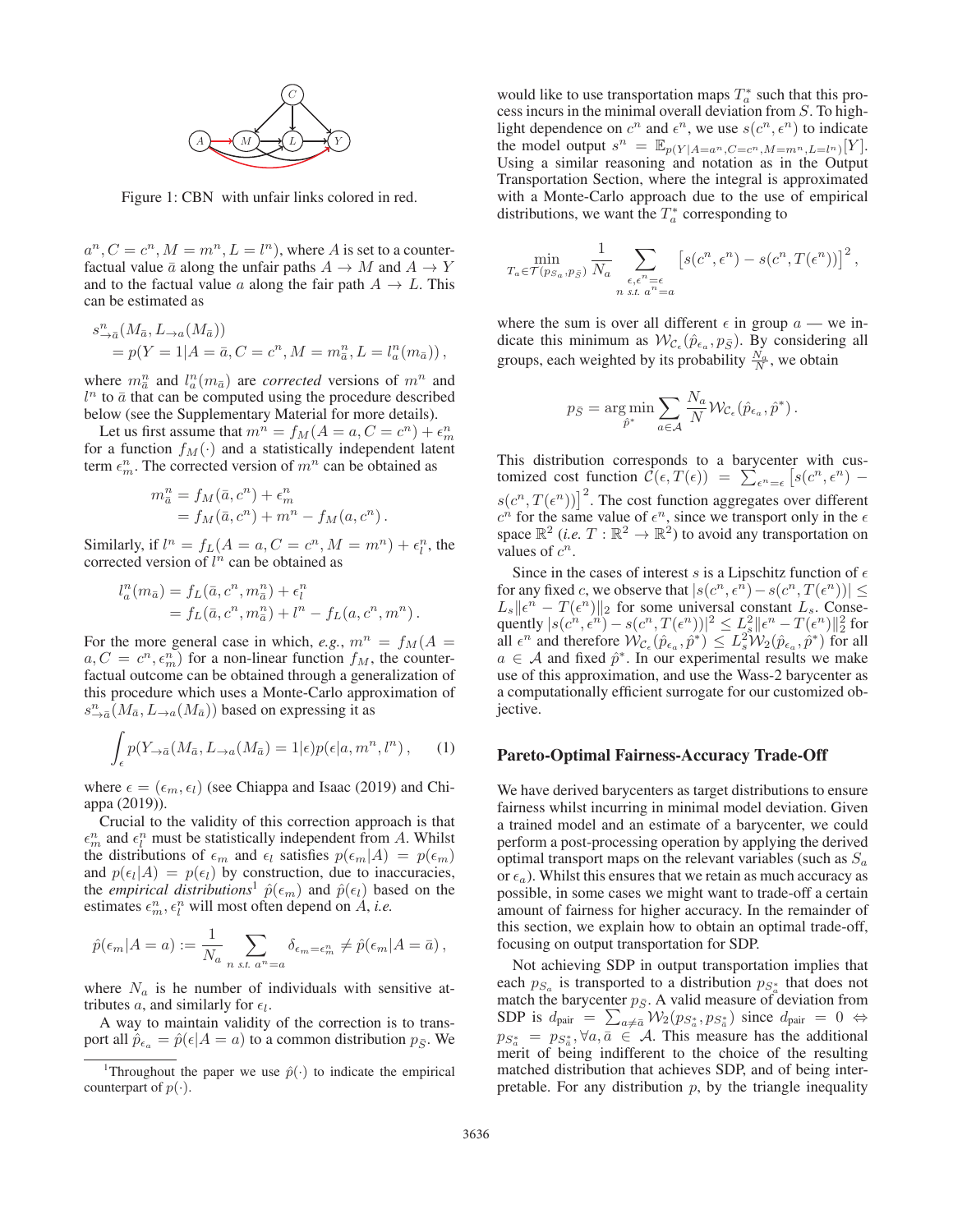Figure 1: CBN with unfair links colored in red.

$a^n, C = c^n, M = m^n, L = l^n)$, where $A$ is set to a counterfactual value $\bar{a}$ along the unfair paths $A \rightarrow M$ and $A \rightarrow Y$ and to the factual value $a$ along the fair path $A \rightarrow L$. This can be estimated as

$$
\begin{aligned}
s^n_{\rightarrow\bar{a}}&(M_{\bar{a}}, L_{\rightarrow a}(M_{\bar{a}})) \\
&= p(Y = 1|A = \bar{a}, C = c^n, M = m^n_{\bar{a}}, L = l^n_a(m_{\bar{a}}))\,,
\end{aligned}
$$

where $m^n_{\bar{a}}$ and $l^n_a(m_{\bar{a}})$ are *corrected* versions of $m^n$ and $l^n$ to $\bar{a}$ that can be computed using the procedure described below (see the Supplementary Material for more details).

Let us first assume that $m^n = f_M(A = a, C = c^n) + \epsilon^n_m$ for a function $f_M(\cdot)$ and a statistically independent latent term $\epsilon^n_m$. The corrected version of $m^n$ can be obtained as

$$
\begin{aligned}
m^n_{\bar{a}} &= f_M(\bar{a}, c^n) + \epsilon^n_m \\
&= f_M(\bar{a}, c^n) + m^n - f_M(a, c^n)\,.
\end{aligned}
$$

Similarly, if $l^n = f_L(A = a, C = c^n, M = m^n) + \epsilon^n_l$, the corrected version of $l^n$ can be obtained as

$$
\begin{aligned}
l^n_a(m_{\bar{a}}) &= f_L(\bar{a}, c^n, m^n_{\bar{a}}) + \epsilon^n_l \\
&= f_L(\bar{a}, c^n, m^n_{\bar{a}}) + l^n - f_L(a, c^n, m^n)\,.
\end{aligned}
$$

For the more general case in which, *e.g.*, $m^n = f_M(A = a, C = c^n, \epsilon^n_m)$ for a non-linear function $f_M$, the counterfactual outcome can be obtained through a generalization of this procedure which uses a Monte-Carlo approximation of $s^n_{\rightarrow\bar{a}}(M_{\bar{a}}, L_{\rightarrow a}(M_{\bar{a}}))$ based on expressing it as

$$
\int_\epsilon p(Y_{\rightarrow\bar{a}}(M_{\bar{a}}, L_{\rightarrow a}(M_{\bar{a}}) = 1|\epsilon) p(\epsilon|a, m^n, l^n)\,, \qquad (1)
$$

where $\epsilon = (\epsilon_m, \epsilon_l)$ (see Chiappa and Isaac (2019) and Chiappa (2019)).

Crucial to the validity of this correction approach is that $\epsilon^n_m$ and $\epsilon^n_l$ must be statistically independent from $A$. Whilst the distributions of $\epsilon_m$ and $\epsilon_l$ satisfies $p(\epsilon_m|A) = p(\epsilon_m)$ and $p(\epsilon_l|A) = p(\epsilon_l)$ by construction, due to inaccuracies, the *empirical distributions*[1] $\hat{p}(\epsilon_m)$ and $\hat{p}(\epsilon_l)$ based on the estimates $\epsilon^n_m, \epsilon^n_l$ will most often depend on $A$, *i.e.*

$$
\hat{p}(\epsilon_m|A = a) := \frac{1}{N_a} \sum_{n \text{ s.t. } a^n = a} \delta_{\epsilon_m = \epsilon^n_m} \neq \hat{p}(\epsilon_m|A = \bar{a})\,,
$$

where $N_a$ is he number of individuals with sensitive attributes $a$, and similarly for $\epsilon_l$.

A way to maintain validity of the correction is to transport all $\hat{p}_{\epsilon_a} = \hat{p}(\epsilon|A = a)$ to a common distribution $p_{\bar{S}}$. We would like to use transportation maps $T^*_a$ such that this process incurs in the minimal overall deviation from $S$. To highlight dependence on $c^n$ and $\epsilon^n$, we use $s(c^n, \epsilon^n)$ to indicate the model output $s^n = \mathbb{E}_{p(Y|A=a^n, C=c^n, M=m^n, L=l^n)}[Y]$. Using a similar reasoning and notation as in the Output Transportation Section, where the integral is approximated with a Monte-Carlo approach due to the use of empirical distributions, we want the $T^*_a$ corresponding to

$$
\min_{T_a \in \mathcal{T}(p_{S_a}, p_{\bar{S}})} \frac{1}{N_a} \sum_{\substack{\epsilon, \epsilon^n = \epsilon \\ n \text{ s.t. } a^n = a}} \left[ s(c^n, \epsilon^n) - s(c^n, T(\epsilon^n)) \right]^2,
$$

where the sum is over all different $\epsilon$ in group $a$ — we indicate this minimum as $\mathcal{W}_{\mathcal{C}_\epsilon}(\hat{p}_{\epsilon_a}, p_{\bar{S}})$. By considering all groups, each weighted by its probability $\frac{N_a}{N}$, we obtain

$$
p_{\bar{S}} = \arg\min_{\hat{p}^*} \sum_{a \in \mathcal{A}} \frac{N_a}{N} \mathcal{W}_{\mathcal{C}_\epsilon}(\hat{p}_{\epsilon_a}, \hat{p}^*)\,.
$$

This distribution corresponds to a barycenter with customized cost function $\mathcal{C}(\epsilon, T(\epsilon)) = \sum_{\epsilon^n = \epsilon} \left[ s(c^n, \epsilon^n) - s(c^n, T(\epsilon^n)) \right]^2$. The cost function aggregates over different $c^n$ for the same value of $\epsilon^n$, since we transport only in the $\epsilon$ space $\mathbb{R}^2$ (*i.e.* $T : \mathbb{R}^2 \rightarrow \mathbb{R}^2$) to avoid any transportation on values of $c^n$.

Since in the cases of interest $s$ is a Lipschitz function of $\epsilon$ for any fixed $c$, we observe that $|s(c^n, \epsilon^n) - s(c^n, T(\epsilon^n))| \leq L_s \|\epsilon^n - T(\epsilon^n)\|_2$ for some universal constant $L_s$. Consequently $|s(c^n, \epsilon^n) - s(c^n, T(\epsilon^n))|^2 \leq L^2_s \|\epsilon^n - T(\epsilon^n)\|^2_2$ for all $\epsilon^n$ and therefore $\mathcal{W}_{\mathcal{C}_\epsilon}(\hat{p}_{\epsilon_a}, \hat{p}^*) \leq L^2_s \mathcal{W}_2(\hat{p}_{\epsilon_a}, \hat{p}^*)$ for all $a \in \mathcal{A}$ and fixed $\hat{p}^*$. In our experimental results we make use of this approximation, and use the Wass-2 barycenter as a computationally efficient surrogate for our customized objective.

## Pareto-Optimal Fairness-Accuracy Trade-Off

We have derived barycenters as target distributions to ensure fairness whilst incurring in minimal model deviation. Given a trained model and an estimate of a barycenter, we could perform a post-processing operation by applying the derived optimal transport maps on the relevant variables (such as $S_a$ or $\epsilon_a$). Whilst this ensures that we retain as much accuracy as possible, in some cases we might want to trade-off a certain amount of fairness for higher accuracy. In the remainder of this section, we explain how to obtain an optimal trade-off, focusing on output transportation for SDP.

Not achieving SDP in output transportation implies that each $p_{S_a}$ is transported to a distribution $p_{S^*_a}$ that does not match the barycenter $p_{\bar{S}}$. A valid measure of deviation from SDP is $d_{\text{pair}} = \sum_{a \neq \bar{a}} \mathcal{W}_2(p_{S^*_a}, p_{S^*_{\bar{a}}})$ since $d_{\text{pair}} = 0 \Leftrightarrow p_{S^*_a} = p_{S^*_{\bar{a}}}, \forall a, \bar{a} \in \mathcal{A}$. This measure has the additional merit of being indifferent to the choice of the resulting matched distribution that achieves SDP, and of being interpretable. For any distribution $p$, by the triangle inequality

[1] Throughout the paper we use $\hat{p}(\cdot)$ to indicate the empirical counterpart of $p(\cdot)$.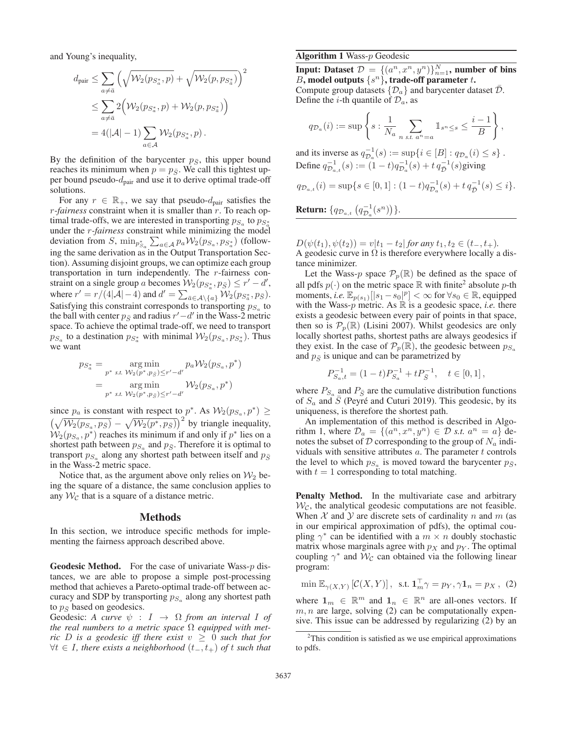and Young's inequality,

$$
\begin{aligned}
d_{\text{pair}} &\leq \sum_{a \neq \bar{a}} \left( \sqrt{\mathcal{W}_2(p_{S_a^*}, p)} + \sqrt{\mathcal{W}_2(p, p_{S_{\bar{a}}^*})} \right)^2 \\
&\leq \sum_{a \neq \bar{a}} 2 \Big( \mathcal{W}_2(p_{S_a^*}, p) + \mathcal{W}_2(p, p_{S_{\bar{a}}^*}) \Big) \\
&= 4(|\mathcal{A}| - 1) \sum_{a \in \mathcal{A}} \mathcal{W}_2(p_{S_a^*}, p) \,.
\end{aligned}
$$

By the definition of the barycenter $p_{\bar{S}}$, this upper bound reaches its minimum when $p = p_{\bar{S}}$. We call this tightest upper bound pseudo-$d_{\text{pair}}$ and use it to derive optimal trade-off solutions.

For any $r \in \mathbb{R}_+$, we say that pseudo-$d_{\text{pair}}$ satisfies the *r-fairness* constraint when it is smaller than $r$. To reach optimal trade-offs, we are interested in transporting $p_{S_a}$ to $p_{S_a^*}$ under the *r-fairness* constraint while minimizing the model deviation from $S$, $\min_{p_{S_a^*}} \sum_{a \in \mathcal{A}} p_a \mathcal{W}_2(p_{S_a}, p_{S_a^*})$ (following the same derivation as in the Output Transportation Section). Assuming disjoint groups, we can optimize each group transportation in turn independently. The $r$-fairness constraint on a single group $a$ becomes $\mathcal{W}_2(p_{S_a^*}, p_{\bar{S}}) \leq r' - d'$, where $r' = r/(4|\mathcal{A}| - 4)$ and $d' = \sum_{\bar{a} \in \mathcal{A} \setminus \{a\}} \mathcal{W}_2(p_{S_{\bar{a}}^*}, p_{\bar{S}})$. Satisfying this constraint corresponds to transporting $p_{S_a}$ to the ball with center $p_{\bar{S}}$ and radius $r' - d'$ in the Wass-2 metric space. To achieve the optimal trade-off, we need to transport $p_{S_a}$ to a destination $p_{S_a^*}$ with minimal $\mathcal{W}_2(p_{S_a}, p_{S_a^*})$. Thus we want

$$
\begin{aligned}
p_{S_a^*} &= \underset{p^* \text{ s.t. } \mathcal{W}_2(p^*, p_{\bar{S}}) \leq r' - d'}{\arg\min} p_a \mathcal{W}_2(p_{S_a}, p^*) \\
&= \underset{p^* \text{ s.t. } \mathcal{W}_2(p^*, p_{\bar{S}}) \leq r' - d'}{\arg\min} \mathcal{W}_2(p_{S_a}, p^*)
\end{aligned}
$$

since $p_a$ is constant with respect to $p^*$. As $\mathcal{W}_2(p_{S_a}, p^*) \geq \left( \sqrt{\mathcal{W}_2(p_{S_a}, p_{\bar{S}})} - \sqrt{\mathcal{W}_2(p^*, p_{\bar{S}})} \right)^2$ by triangle inequality, $\mathcal{W}_2(p_{S_a}, p^*)$ reaches its minimum if and only if $p^*$ lies on a shortest path between $p_{S_a}$ and $p_{\bar{S}}$. Therefore it is optimal to transport $p_{S_a}$ along any shortest path between itself and $p_{\bar{S}}$ in the Wass-2 metric space.

Notice that, as the argument above only relies on $\mathcal{W}_2$ being the square of a distance, the same conclusion applies to any $\mathcal{W}_{\mathcal{C}}$ that is a square of a distance metric.

## Methods

In this section, we introduce specific methods for implementing the fairness approach described above.

**Geodesic Method.** For the case of univariate Wass-$p$ distances, we are able to propose a simple post-processing method that achieves a Pareto-optimal trade-off between accuracy and SDP by transporting $p_{S_a}$ along any shortest path to $p_{\bar{S}}$ based on geodesics.

Geodesic: *A curve $\psi : I \to \Omega$ from an interval $I$ of the real numbers to a metric space $\Omega$ equipped with metric $D$ is a geodesic iff there exist $v \geq 0$ such that for $\forall t \in I$, there exists a neighborhood $(t_-, t_+)$ of $t$ such that $D(\psi(t_1), \psi(t_2)) = v|t_1 - t_2|$ for any $t_1, t_2 \in (t_-, t_+)$.*
A geodesic curve in $\Omega$ is therefore everywhere locally a distance minimizer.

Let the Wass-$p$ space $\mathcal{P}_p(\mathbb{R})$ be defined as the space of all pdfs $p(\cdot)$ on the metric space $\mathbb{R}$ with finite[2] absolute $p$-th moments, *i.e.* $\mathbb{E}_{p(s_1)}[|s_1 - s_0|^p] < \infty$ for $\forall s_0 \in \mathbb{R}$, equipped with the Wass-$p$ metric. As $\mathbb{R}$ is a geodesic space, *i.e.* there exists a geodesic between every pair of points in that space, then so is $\mathcal{P}_p(\mathbb{R})$ (Lisini 2007). Whilst geodesics are only locally shortest paths, shortest paths are always geodesics if they exist. In the case of $\mathcal{P}_p(\mathbb{R})$, the geodesic between $p_{S_a}$ and $p_{\bar{S}}$ is unique and can be parametrized by

$$
P_{S_a,t}^{-1} = (1-t) P_{S_a}^{-1} + t P_{\bar{S}}^{-1}, \quad t \in [0,1] \,,
$$

where $P_{S_a}$ and $P_{\bar{S}}$ are the cumulative distribution functions of $S_a$ and $\bar{S}$ (Peyré and Cuturi 2019). This geodesic, by its uniqueness, is therefore the shortest path.

An implementation of this method is described in Algorithm 1, where $\mathcal{D}_a = \{(a^n, x^n, y^n) \in \mathcal{D} \text{ s.t. } a^n = a\}$ denotes the subset of $\mathcal{D}$ corresponding to the group of $N_a$ individuals with sensitive attributes $a$. The parameter $t$ controls the level to which $p_{S_a}$ is moved toward the barycenter $p_{\bar{S}}$, with $t = 1$ corresponding to total matching.

**Algorithm 1** Wass-$p$ Geodesic

**Input: Dataset $\mathcal{D} = \{(a^n, x^n, y^n)\}_{n=1}^N$, number of bins $B$, model outputs $\{s^n\}$, trade-off parameter $t$.**
Compute group datasets $\{\mathcal{D}_a\}$ and barycenter dataset $\bar{\mathcal{D}}$.
Define the $i$-th quantile of $\mathcal{D}_a$, as

$$
q_{\mathcal{D}_a}(i) := \sup \left\{ s : \frac{1}{N_a} \sum_{n \text{ s.t. } a^n = a} \mathbb{1}_{s^n \leq s} \leq \frac{i-1}{B} \right\},
$$

and its inverse as $q_{\mathcal{D}_a}^{-1}(s) := \sup\{i \in [B] : q_{\mathcal{D}_a}(i) \leq s\}$.
Define $q_{\mathcal{D}_a,t}^{-1}(s) := (1-t) q_{\mathcal{D}_a}^{-1}(s) + t\, q_{\bar{\mathcal{D}}}^{-1}(s)$giving

$$
q_{\mathcal{D}_a,t}(i) = \sup\{s \in [0,1] : (1-t) q_{\mathcal{D}_a}^{-1}(s) + t\, q_{\bar{\mathcal{D}}}^{-1}(s) \leq i\}.
$$

**Return:** $\{q_{\mathcal{D}_a,t}\left(q_{\mathcal{D}_a}^{-1}(s^n)\right)\}$.

**Penalty Method.** In the multivariate case and arbitrary $\mathcal{W}_{\mathcal{C}}$, the analytical geodesic computations are not feasible. When $\mathcal{X}$ and $\mathcal{Y}$ are discrete sets of cardinality $n$ and $m$ (as in our empirical approximation of pdfs), the optimal coupling $\gamma^*$ can be identified with a $m \times n$ doubly stochastic matrix whose marginals agree with $p_X$ and $p_Y$. The optimal coupling $\gamma^*$ and $\mathcal{W}_{\mathcal{C}}$ can obtained via the following linear program:

$$
\min \mathbb{E}_{\gamma(X,Y)} \left[ \mathcal{C}(X,Y) \right], \;\; \text{s.t. } \mathbf{1}_m^\top \gamma = p_Y, \gamma \mathbf{1}_n = p_X \,, \quad (2)
$$

where $\mathbf{1}_m \in \mathbb{R}^m$ and $\mathbf{1}_n \in \mathbb{R}^n$ are all-ones vectors. If $m, n$ are large, solving (2) can be computationally expensive. This issue can be addressed by regularizing (2) by an

[2] This condition is satisfied as we use empirical approximations to pdfs.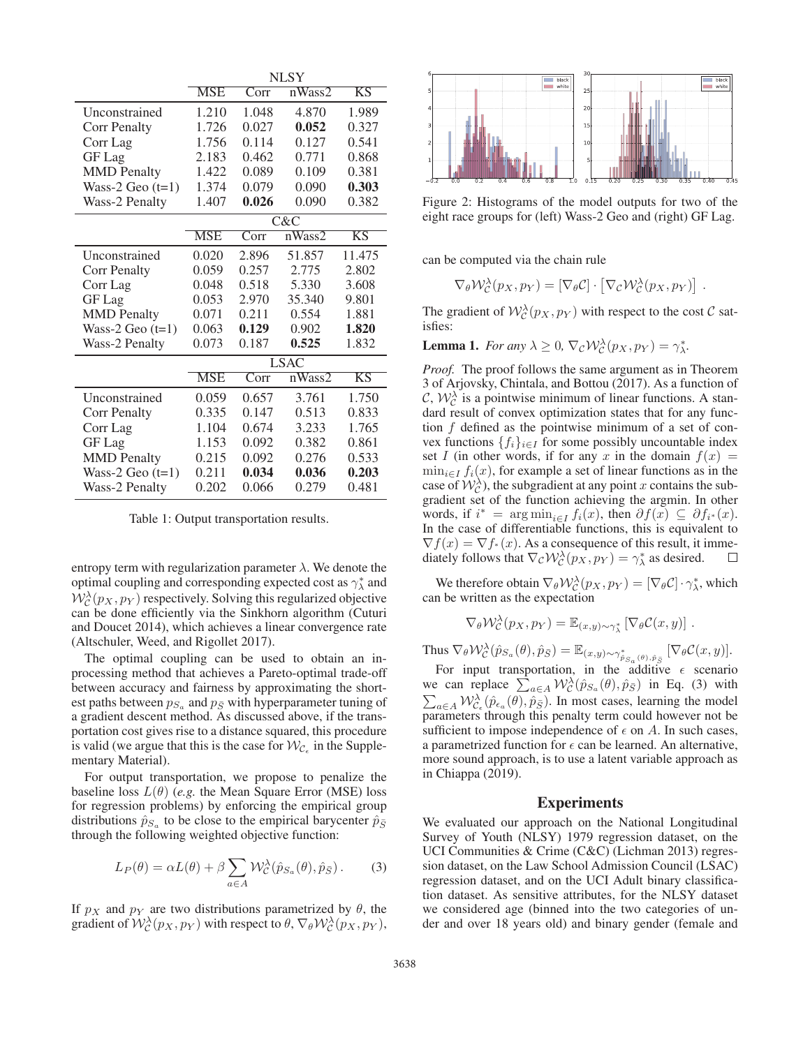| | NLSY | | | |
|---|---|---|---|---|
| | MSE | Corr | nWass2 | KS |
| Unconstrained | 1.210 | 1.048 | 4.870 | 1.989 |
| Corr Penalty | 1.726 | 0.027 | **0.052** | 0.327 |
| Corr Lag | 1.756 | 0.114 | 0.127 | 0.541 |
| GF Lag | 2.183 | 0.462 | 0.771 | 0.868 |
| MMD Penalty | 1.422 | 0.089 | 0.109 | 0.381 |
| Wass-2 Geo (t=1) | 1.374 | 0.079 | 0.090 | **0.303** |
| Wass-2 Penalty | 1.407 | **0.026** | 0.090 | 0.382 |
| | **C&C** | | | |
| | MSE | Corr | nWass2 | KS |
| Unconstrained | 0.020 | 2.896 | 51.857 | 11.475 |
| Corr Penalty | 0.059 | 0.257 | 2.775 | 2.802 |
| Corr Lag | 0.048 | 0.518 | 5.330 | 3.608 |
| GF Lag | 0.053 | 2.970 | 35.340 | 9.801 |
| MMD Penalty | 0.071 | 0.211 | 0.554 | 1.881 |
| Wass-2 Geo (t=1) | 0.063 | **0.129** | 0.902 | **1.820** |
| Wass-2 Penalty | 0.073 | 0.187 | **0.525** | 1.832 |
| | **LSAC** | | | |
| | MSE | Corr | nWass2 | KS |
| Unconstrained | 0.059 | 0.657 | 3.761 | 1.750 |
| Corr Penalty | 0.335 | 0.147 | 0.513 | 0.833 |
| Corr Lag | 1.104 | 0.674 | 3.233 | 1.765 |
| GF Lag | 1.153 | 0.092 | 0.382 | 0.861 |
| MMD Penalty | 0.215 | 0.092 | 0.276 | 0.533 |
| Wass-2 Geo (t=1) | 0.211 | **0.034** | **0.036** | **0.203** |
| Wass-2 Penalty | 0.202 | 0.066 | 0.279 | 0.481 |

Table 1: Output transportation results.

entropy term with regularization parameter $\lambda$. We denote the optimal coupling and corresponding expected cost as $\gamma^*_\lambda$ and $\mathcal{W}^\lambda_\mathcal{C}(p_X, p_Y)$ respectively. Solving this regularized objective can be done efficiently via the Sinkhorn algorithm (Cuturi and Doucet 2014), which achieves a linear convergence rate (Altschuler, Weed, and Rigollet 2017).

The optimal coupling can be used to obtain an in-processing method that achieves a Pareto-optimal trade-off between accuracy and fairness by approximating the shortest paths between $p_{S_a}$ and $p_{\bar{S}}$ with hyperparameter tuning of a gradient descent method. As discussed above, if the transportation cost gives rise to a distance squared, this procedure is valid (we argue that this is the case for $\mathcal{W}_{\mathcal{C}_\epsilon}$ in the Supplementary Material).

For output transportation, we propose to penalize the baseline loss $L(\theta)$ (*e.g.* the Mean Square Error (MSE) loss for regression problems) by enforcing the empirical group distributions $\hat{p}_{S_a}$ to be close to the empirical barycenter $\hat{p}_{\bar{S}}$ through the following weighted objective function:

$$L_P(\theta) = \alpha L(\theta) + \beta \sum_{a \in A} \mathcal{W}^\lambda_\mathcal{C}(\hat{p}_{S_a}(\theta), \hat{p}_{\bar{S}}) \,. \qquad (3)$$

If $p_X$ and $p_Y$ are two distributions parametrized by $\theta$, the gradient of $\mathcal{W}^\lambda_\mathcal{C}(p_X, p_Y)$ with respect to $\theta$, $\nabla_\theta \mathcal{W}^\lambda_\mathcal{C}(p_X, p_Y)$,

0.2 0.0 0.2 0.4 0.6 0.8 1.0
0.15 0.20 0.25 0.30 0.35 0.40 0.45
black
white

Figure 2: Histograms of the model outputs for two of the eight race groups for (left) Wass-2 Geo and (right) GF Lag.

can be computed via the chain rule

$$\nabla_\theta \mathcal{W}^\lambda_\mathcal{C}(p_X, p_Y) = [\nabla_\theta \mathcal{C}] \cdot \left[\nabla_\mathcal{C} \mathcal{W}^\lambda_\mathcal{C}(p_X, p_Y)\right] \,.$$

The gradient of $\mathcal{W}^\lambda_\mathcal{C}(p_X, p_Y)$ with respect to the cost $\mathcal{C}$ satisfies:

**Lemma 1.** *For any $\lambda \geq 0$, $\nabla_\mathcal{C} \mathcal{W}^\lambda_\mathcal{C}(p_X, p_Y) = \gamma^*_\lambda$.*

*Proof.* The proof follows the same argument as in Theorem 3 of Arjovsky, Chintala, and Bottou (2017). As a function of $\mathcal{C}$, $\mathcal{W}^\lambda_\mathcal{C}$ is a pointwise minimum of linear functions. A standard result of convex optimization states that for any function $f$ defined as the pointwise minimum of a set of convex functions $\{f_i\}_{i \in I}$ for some possibly uncountable index set $I$ (in other words, if for any $x$ in the domain $f(x) = \min_{i \in I} f_i(x)$, for example a set of linear functions as in the case of $\mathcal{W}^\lambda_\mathcal{C}$), the subgradient at any point $x$ contains the subgradient set of the function achieving the argmin. In other words, if $i^* = \arg\min_{i \in I} f_i(x)$, then $\partial f(x) \subseteq \partial f_{i^*}(x)$. In the case of differentiable functions, this is equivalent to $\nabla f(x) = \nabla f_{i^*}(x)$. As a consequence of this result, it immediately follows that $\nabla_\mathcal{C} \mathcal{W}^\lambda_\mathcal{C}(p_X, p_Y) = \gamma^*_\lambda$ as desired. □

We therefore obtain $\nabla_\theta \mathcal{W}^\lambda_\mathcal{C}(p_X, p_Y) = [\nabla_\theta \mathcal{C}] \cdot \gamma^*_\lambda$, which can be written as the expectation

$$\nabla_\theta \mathcal{W}^\lambda_\mathcal{C}(p_X, p_Y) = \mathbb{E}_{(x,y) \sim \gamma^*_\lambda} \left[\nabla_\theta \mathcal{C}(x, y)\right] \,.$$

Thus $\nabla_\theta \mathcal{W}^\lambda_\mathcal{C}(\hat{p}_{S_a}(\theta), \hat{p}_{\bar{S}}) = \mathbb{E}_{(x,y) \sim \gamma^*_{\hat{p}_{S_a}(\theta), \hat{p}_{\bar{S}}}} [\nabla_\theta \mathcal{C}(x, y)]$.

For input transportation, in the additive $\epsilon$ scenario we can replace $\sum_{a \in A} \mathcal{W}^\lambda_\mathcal{C}(\hat{p}_{S_a}(\theta), \hat{p}_{\bar{S}})$ in Eq. (3) with $\sum_{a \in A} \mathcal{W}^\lambda_{\mathcal{C}_\epsilon}(\hat{p}_{\epsilon_a}(\theta), \hat{p}_{\bar{S}})$. In most cases, learning the model parameters through this penalty term could however not be sufficient to impose independence of $\epsilon$ on $A$. In such cases, a parametrized function for $\epsilon$ can be learned. An alternative, more sound approach, is to use a latent variable approach as in Chiappa (2019).

## Experiments

We evaluated our approach on the National Longitudinal Survey of Youth (NLSY) 1979 regression dataset, on the UCI Communities & Crime (C&C) (Lichman 2013) regression dataset, on the Law School Admission Council (LSAC) regression dataset, and on the UCI Adult binary classification dataset. As sensitive attributes, for the NLSY dataset we considered age (binned into the two categories of under and over 18 years old) and binary gender (female and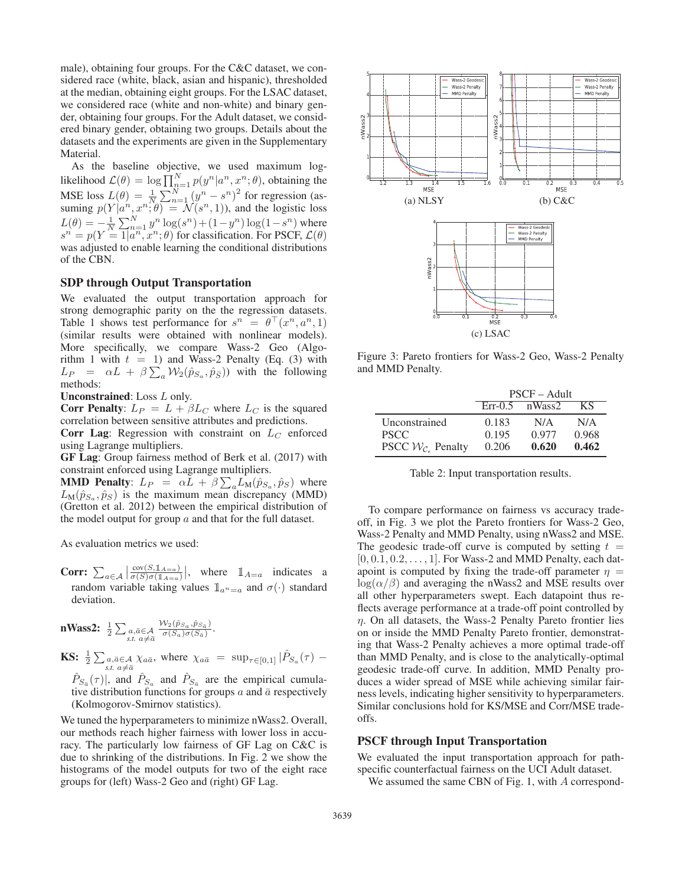male), obtaining four groups. For the C&C dataset, we considered race (white, black, asian and hispanic), thresholded at the median, obtaining eight groups. For the LSAC dataset, we considered race (white and non-white) and binary gender, obtaining four groups. For the Adult dataset, we considered binary gender, obtaining two groups. Details about the datasets and the experiments are given in the Supplementary Material.

As the baseline objective, we used maximum log-likelihood $\mathcal{L}(\theta) = \log \prod_{n=1}^{N} p(y^n|a^n, x^n; \theta)$, obtaining the MSE loss $L(\theta) = \frac{1}{N}\sum_{n=1}^{N}(y^n - s^n)^2$ for regression (assuming $p(Y|a^n, x^n; \theta) = \mathcal{N}(s^n, 1)$), and the logistic loss $L(\theta) = -\frac{1}{N}\sum_{n=1}^{N} y^n \log(s^n) + (1-y^n)\log(1-s^n)$ where $s^n = p(Y=1|a^n, x^n; \theta)$ for classification. For PSCF, $\mathcal{L}(\theta)$ was adjusted to enable learning the conditional distributions of the CBN.

## SDP through Output Transportation

We evaluated the output transportation approach for strong demographic parity on the the regression datasets. Table 1 shows test performance for $s^n = \theta^\top(x^n, a^n, 1)$ (similar results were obtained with nonlinear models). More specifically, we compare Wass-2 Geo (Algorithm 1 with $t = 1$) and Wass-2 Penalty (Eq. (3) with $L_P = \alpha L + \beta \sum_a \mathcal{W}_2(\hat{p}_{S_a}, \hat{p}_{\bar{S}})$) with the following methods:

**Unconstrained**: Loss $L$ only.

**Corr Penalty**: $L_P = L + \beta L_C$ where $L_C$ is the squared correlation between sensitive attributes and predictions.

**Corr Lag**: Regression with constraint on $L_C$ enforced using Lagrange multipliers.

**GF Lag**: Group fairness method of Berk et al. (2017) with constraint enforced using Lagrange multipliers.

**MMD Penalty**: $L_P = \alpha L + \beta \sum_a L_M(\hat{p}_{S_a}, \hat{p}_S)$ where $L_M(\hat{p}_{S_a}, \hat{p}_S)$ is the maximum mean discrepancy (MMD) (Gretton et al. 2012) between the empirical distribution of the model output for group $a$ and that for the full dataset.

As evaluation metrics we used:

- **Corr:** $\sum_{a \in \mathcal{A}} \left|\frac{\text{cov}(S, \mathbb{1}_{A=a})}{\sigma(S)\sigma(\mathbb{1}_{A=a})}\right|$, where $\mathbb{1}_{A=a}$ indicates a random variable taking values $\mathbb{1}_{a^n=a}$ and $\sigma(\cdot)$ standard deviation.
- **nWass2:** $\frac{1}{2}\sum_{\substack{a,\bar{a} \in \mathcal{A} \\ s.t.\ a \neq \bar{a}}} \frac{\mathcal{W}_2(\hat{p}_{S_a}, \hat{p}_{S_{\bar{a}}})}{\sigma(S_a)\sigma(S_{\bar{a}})}$.
- **KS:** $\frac{1}{2}\sum_{\substack{a,\bar{a} \in \mathcal{A} \\ s.t.\ a \neq \bar{a}}} \chi_{a\bar{a}}$, where $\chi_{a\bar{a}} = \sup_{\tau \in [0,1]} |\hat{P}_{S_a}(\tau) - \hat{P}_{S_{\bar{a}}}(\tau)|$, and $\hat{P}_{S_a}$ and $\hat{P}_{S_{\bar{a}}}$ are the empirical cumulative distribution functions for groups $a$ and $\bar{a}$ respectively (Kolmogorov-Smirnov statistics).

We tuned the hyperparameters to minimize nWass2. Overall, our methods reach higher fairness with lower loss in accuracy. The particularly low fairness of GF Lag on C&C is due to shrinking of the distributions. In Fig. 2 we show the histograms of the model outputs for two of the eight race groups for (left) Wass-2 Geo and (right) GF Lag.

Wass-2 Geodesic
Wass-2 Penalty
MMD Penalty
nWass2
MSE

(a) NLSY

(b) C&C

(c) LSAC

Figure 3: Pareto frontiers for Wass-2 Geo, Wass-2 Penalty and MMD Penalty.

| | PSCF – Adult | | |
|---|---|---|---|
| | Err-0.5 | nWass2 | KS |
| Unconstrained | 0.183 | N/A | N/A |
| PSCC | 0.195 | 0.977 | 0.968 |
| PSCC $\mathcal{W}_{\mathcal{C}_\epsilon}$ Penalty | 0.206 | **0.620** | **0.462** |

Table 2: Input transportation results.

To compare performance on fairness vs accuracy trade-off, in Fig. 3 we plot the Pareto frontiers for Wass-2 Geo, Wass-2 Penalty and MMD Penalty, using nWass2 and MSE. The geodesic trade-off curve is computed by setting $t = [0, 0.1, 0.2, \ldots, 1]$. For Wass-2 and MMD Penalty, each datapoint is computed by fixing the trade-off parameter $\eta = \log(\alpha/\beta)$ and averaging the nWass2 and MSE results over all other hyperparameters swept. Each datapoint thus reflects average performance at a trade-off point controlled by $\eta$. On all datasets, the Wass-2 Penalty Pareto frontier lies on or inside the MMD Penalty Pareto frontier, demonstrating that Wass-2 Penalty achieves a more optimal trade-off than MMD Penalty, and is close to the analytically-optimal geodesic trade-off curve. In addition, MMD Penalty produces a wider spread of MSE while achieving similar fairness levels, indicating higher sensitivity to hyperparameters. Similar conclusions hold for KS/MSE and Corr/MSE trade-offs.

## PSCF through Input Transportation

We evaluated the input transportation approach for path-specific counterfactual fairness on the UCI Adult dataset.

We assumed the same CBN of Fig. 1, with $A$ correspond-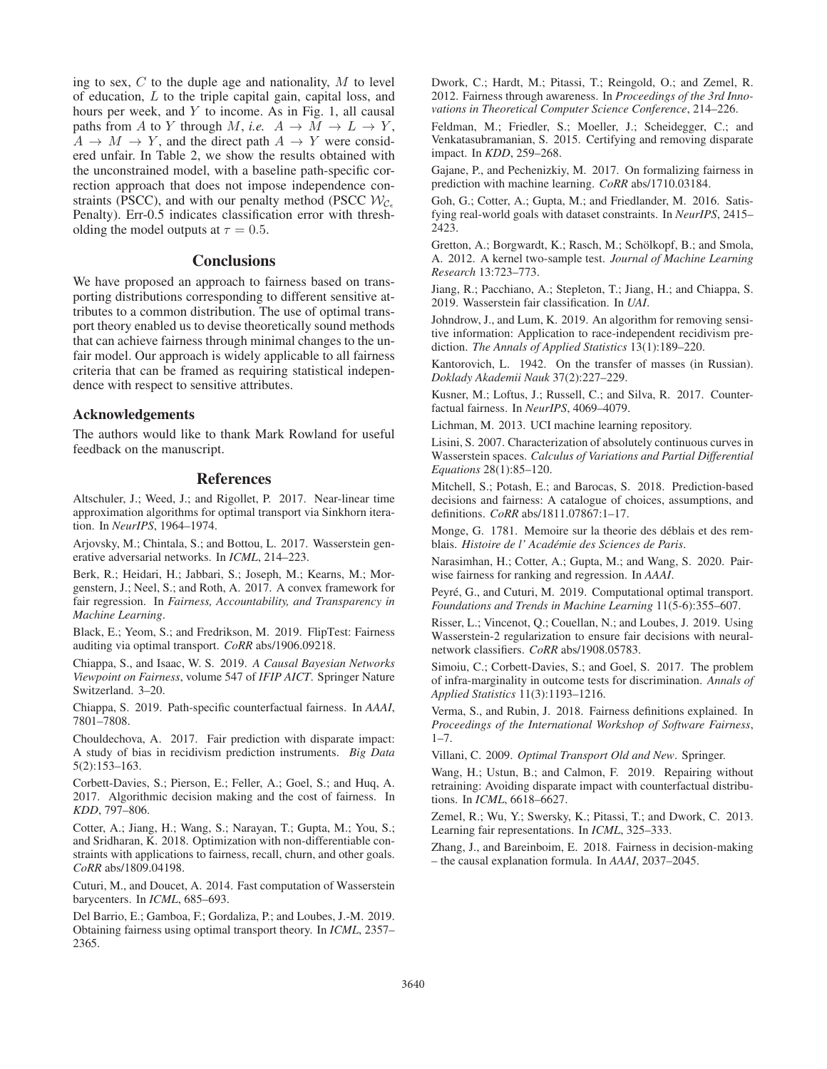ing to sex, $C$ to the duple age and nationality, $M$ to level of education, $L$ to the triple capital gain, capital loss, and hours per week, and $Y$ to income. As in Fig. 1, all causal paths from $A$ to $Y$ through $M$, *i.e.* $A \rightarrow M \rightarrow L \rightarrow Y$, $A \rightarrow M \rightarrow Y$, and the direct path $A \rightarrow Y$ were considered unfair. In Table 2, we show the results obtained with the unconstrained model, with a baseline path-specific correction approach that does not impose independence constraints (PSCC), and with our penalty method (PSCC $\mathcal{W}_{\mathcal{C}_\epsilon}$ Penalty). Err-0.5 indicates classification error with thresholding the model outputs at $\tau = 0.5$.

## Conclusions

We have proposed an approach to fairness based on transporting distributions corresponding to different sensitive attributes to a common distribution. The use of optimal transport theory enabled us to devise theoretically sound methods that can achieve fairness through minimal changes to the unfair model. Our approach is widely applicable to all fairness criteria that can be framed as requiring statistical independence with respect to sensitive attributes.

### Acknowledgements

The authors would like to thank Mark Rowland for useful feedback on the manuscript.

## References

Altschuler, J.; Weed, J.; and Rigollet, P. 2017. Near-linear time approximation algorithms for optimal transport via Sinkhorn iteration. In *NeurIPS*, 1964–1974.

Arjovsky, M.; Chintala, S.; and Bottou, L. 2017. Wasserstein generative adversarial networks. In *ICML*, 214–223.

Berk, R.; Heidari, H.; Jabbari, S.; Joseph, M.; Kearns, M.; Morgenstern, J.; Neel, S.; and Roth, A. 2017. A convex framework for fair regression. In *Fairness, Accountability, and Transparency in Machine Learning*.

Black, E.; Yeom, S.; and Fredrikson, M. 2019. FlipTest: Fairness auditing via optimal transport. *CoRR* abs/1906.09218.

Chiappa, S., and Isaac, W. S. 2019. *A Causal Bayesian Networks Viewpoint on Fairness*, volume 547 of *IFIP AICT*. Springer Nature Switzerland. 3–20.

Chiappa, S. 2019. Path-specific counterfactual fairness. In *AAAI*, 7801–7808.

Chouldechova, A. 2017. Fair prediction with disparate impact: A study of bias in recidivism prediction instruments. *Big Data* 5(2):153–163.

Corbett-Davies, S.; Pierson, E.; Feller, A.; Goel, S.; and Huq, A. 2017. Algorithmic decision making and the cost of fairness. In *KDD*, 797–806.

Cotter, A.; Jiang, H.; Wang, S.; Narayan, T.; Gupta, M.; You, S.; and Sridharan, K. 2018. Optimization with non-differentiable constraints with applications to fairness, recall, churn, and other goals. *CoRR* abs/1809.04198.

Cuturi, M., and Doucet, A. 2014. Fast computation of Wasserstein barycenters. In *ICML*, 685–693.

Del Barrio, E.; Gamboa, F.; Gordaliza, P.; and Loubes, J.-M. 2019. Obtaining fairness using optimal transport theory. In *ICML*, 2357–2365.

Dwork, C.; Hardt, M.; Pitassi, T.; Reingold, O.; and Zemel, R. 2012. Fairness through awareness. In *Proceedings of the 3rd Innovations in Theoretical Computer Science Conference*, 214–226.

Feldman, M.; Friedler, S.; Moeller, J.; Scheidegger, C.; and Venkatasubramanian, S. 2015. Certifying and removing disparate impact. In *KDD*, 259–268.

Gajane, P., and Pechenizkiy, M. 2017. On formalizing fairness in prediction with machine learning. *CoRR* abs/1710.03184.

Goh, G.; Cotter, A.; Gupta, M.; and Friedlander, M. 2016. Satisfying real-world goals with dataset constraints. In *NeurIPS*, 2415–2423.

Gretton, A.; Borgwardt, K.; Rasch, M.; Schölkopf, B.; and Smola, A. 2012. A kernel two-sample test. *Journal of Machine Learning Research* 13:723–773.

Jiang, R.; Pacchiano, A.; Stepleton, T.; Jiang, H.; and Chiappa, S. 2019. Wasserstein fair classification. In *UAI*.

Johndrow, J., and Lum, K. 2019. An algorithm for removing sensitive information: Application to race-independent recidivism prediction. *The Annals of Applied Statistics* 13(1):189–220.

Kantorovich, L. 1942. On the transfer of masses (in Russian). *Doklady Akademii Nauk* 37(2):227–229.

Kusner, M.; Loftus, J.; Russell, C.; and Silva, R. 2017. Counterfactual fairness. In *NeurIPS*, 4069–4079.

Lichman, M. 2013. UCI machine learning repository.

Lisini, S. 2007. Characterization of absolutely continuous curves in Wasserstein spaces. *Calculus of Variations and Partial Differential Equations* 28(1):85–120.

Mitchell, S.; Potash, E.; and Barocas, S. 2018. Prediction-based decisions and fairness: A catalogue of choices, assumptions, and definitions. *CoRR* abs/1811.07867:1–17.

Monge, G. 1781. Memoire sur la theorie des déblais et des remblais. *Histoire de l' Académie des Sciences de Paris*.

Narasimhan, H.; Cotter, A.; Gupta, M.; and Wang, S. 2020. Pairwise fairness for ranking and regression. In *AAAI*.

Peyré, G., and Cuturi, M. 2019. Computational optimal transport. *Foundations and Trends in Machine Learning* 11(5-6):355–607.

Risser, L.; Vincenot, Q.; Couellan, N.; and Loubes, J. 2019. Using Wasserstein-2 regularization to ensure fair decisions with neural-network classifiers. *CoRR* abs/1908.05783.

Simoiu, C.; Corbett-Davies, S.; and Goel, S. 2017. The problem of infra-marginality in outcome tests for discrimination. *Annals of Applied Statistics* 11(3):1193–1216.

Verma, S., and Rubin, J. 2018. Fairness definitions explained. In *Proceedings of the International Workshop of Software Fairness*, 1–7.

Villani, C. 2009. *Optimal Transport Old and New*. Springer.

Wang, H.; Ustun, B.; and Calmon, F. 2019. Repairing without retraining: Avoiding disparate impact with counterfactual distributions. In *ICML*, 6618–6627.

Zemel, R.; Wu, Y.; Swersky, K.; Pitassi, T.; and Dwork, C. 2013. Learning fair representations. In *ICML*, 325–333.

Zhang, J., and Bareinboim, E. 2018. Fairness in decision-making – the causal explanation formula. In *AAAI*, 2037–2045.